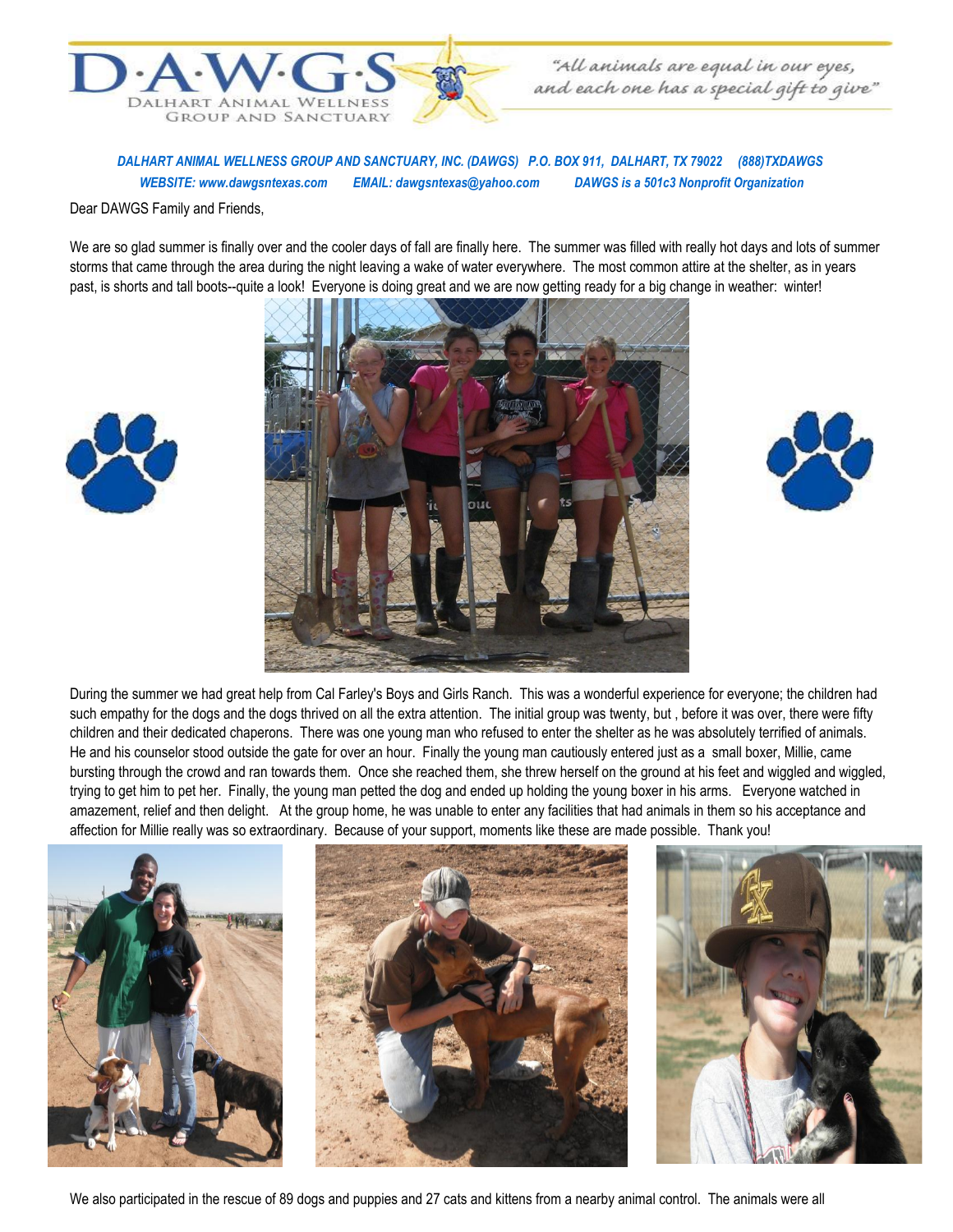# D·A·W·G·S

DALHART ANIMAL WELLNESS GROUP AND SANCTUARY

*"All animals are equal in our eyes, and each one has a special gift to give"*

***DALHART ANIMAL WELLNESS GROUP AND SANCTUARY, INC. (DAWGS) P.O. BOX 911, DALHART, TX 79022 (888)TXDAWGS***
***WEBSITE: www.dawgsntexas.com EMAIL: dawgsntexas@yahoo.com DAWGS is a 501c3 Nonprofit Organization***

Dear DAWGS Family and Friends,

We are so glad summer is finally over and the cooler days of fall are finally here. The summer was filled with really hot days and lots of summer storms that came through the area during the night leaving a wake of water everywhere. The most common attire at the shelter, as in years past, is shorts and tall boots--quite a look! Everyone is doing great and we are now getting ready for a big change in weather: winter!

During the summer we had great help from Cal Farley's Boys and Girls Ranch. This was a wonderful experience for everyone; the children had such empathy for the dogs and the dogs thrived on all the extra attention. The initial group was twenty, but , before it was over, there were fifty children and their dedicated chaperons. There was one young man who refused to enter the shelter as he was absolutely terrified of animals. He and his counselor stood outside the gate for over an hour. Finally the young man cautiously entered just as a small boxer, Millie, came bursting through the crowd and ran towards them. Once she reached them, she threw herself on the ground at his feet and wiggled and wiggled, trying to get him to pet her. Finally, the young man petted the dog and ended up holding the young boxer in his arms. Everyone watched in amazement, relief and then delight. At the group home, he was unable to enter any facilities that had animals in them so his acceptance and affection for Millie really was so extraordinary. Because of your support, moments like these are made possible. Thank you!

We also participated in the rescue of 89 dogs and puppies and 27 cats and kittens from a nearby animal control. The animals were all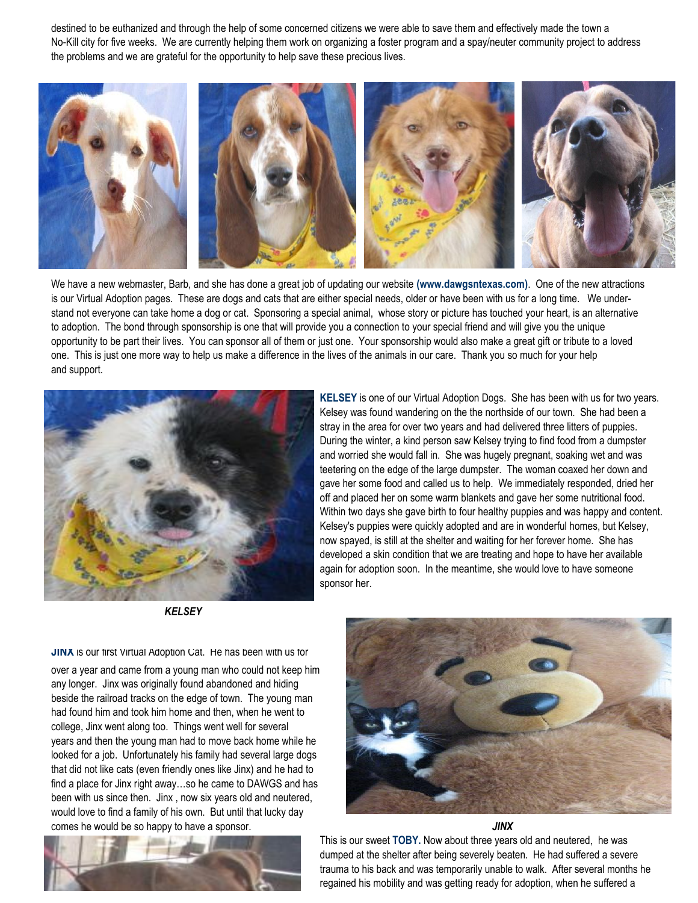destined to be euthanized and through the help of some concerned citizens we were able to save them and effectively made the town a No-Kill city for five weeks. We are currently helping them work on organizing a foster program and a spay/neuter community project to address the problems and we are grateful for the opportunity to help save these precious lives.

We have a new webmaster, Barb, and she has done a great job of updating our website **(www.dawgsntexas.com)**. One of the new attractions is our Virtual Adoption pages. These are dogs and cats that are either special needs, older or have been with us for a long time. We understand not everyone can take home a dog or cat. Sponsoring a special animal, whose story or picture has touched your heart, is an alternative to adoption. The bond through sponsorship is one that will provide you a connection to your special friend and will give you the unique opportunity to be part their lives. You can sponsor all of them or just one. Your sponsorship would also make a great gift or tribute to a loved one. This is just one more way to help us make a difference in the lives of the animals in our care. Thank you so much for your help and support.

***KELSEY***

**KELSEY** is one of our Virtual Adoption Dogs. She has been with us for two years. Kelsey was found wandering on the the northside of our town. She had been a stray in the area for over two years and had delivered three litters of puppies. During the winter, a kind person saw Kelsey trying to find food from a dumpster and worried she would fall in. She was hugely pregnant, soaking wet and was teetering on the edge of the large dumpster. The woman coaxed her down and gave her some food and called us to help. We immediately responded, dried her off and placed her on some warm blankets and gave her some nutritional food. Within two days she gave birth to four healthy puppies and was happy and content. Kelsey's puppies were quickly adopted and are in wonderful homes, but Kelsey, now spayed, is still at the shelter and waiting for her forever home. She has developed a skin condition that we are treating and hope to have her available again for adoption soon. In the meantime, she would love to have someone sponsor her.

**JINX** is our first Virtual Adoption Cat. He has been with us for over a year and came from a young man who could not keep him any longer. Jinx was originally found abandoned and hiding beside the railroad tracks on the edge of town. The young man had found him and took him home and then, when he went to college, Jinx went along too. Things went well for several years and then the young man had to move back home while he looked for a job. Unfortunately his family had several large dogs that did not like cats (even friendly ones like Jinx) and he had to find a place for Jinx right away…so he came to DAWGS and has been with us since then. Jinx , now six years old and neutered, would love to find a family of his own. But until that lucky day comes he would be so happy to have a sponsor.

***JINX***

This is our sweet **TOBY.** Now about three years old and neutered, he was dumped at the shelter after being severely beaten. He had suffered a severe trauma to his back and was temporarily unable to walk. After several months he regained his mobility and was getting ready for adoption, when he suffered a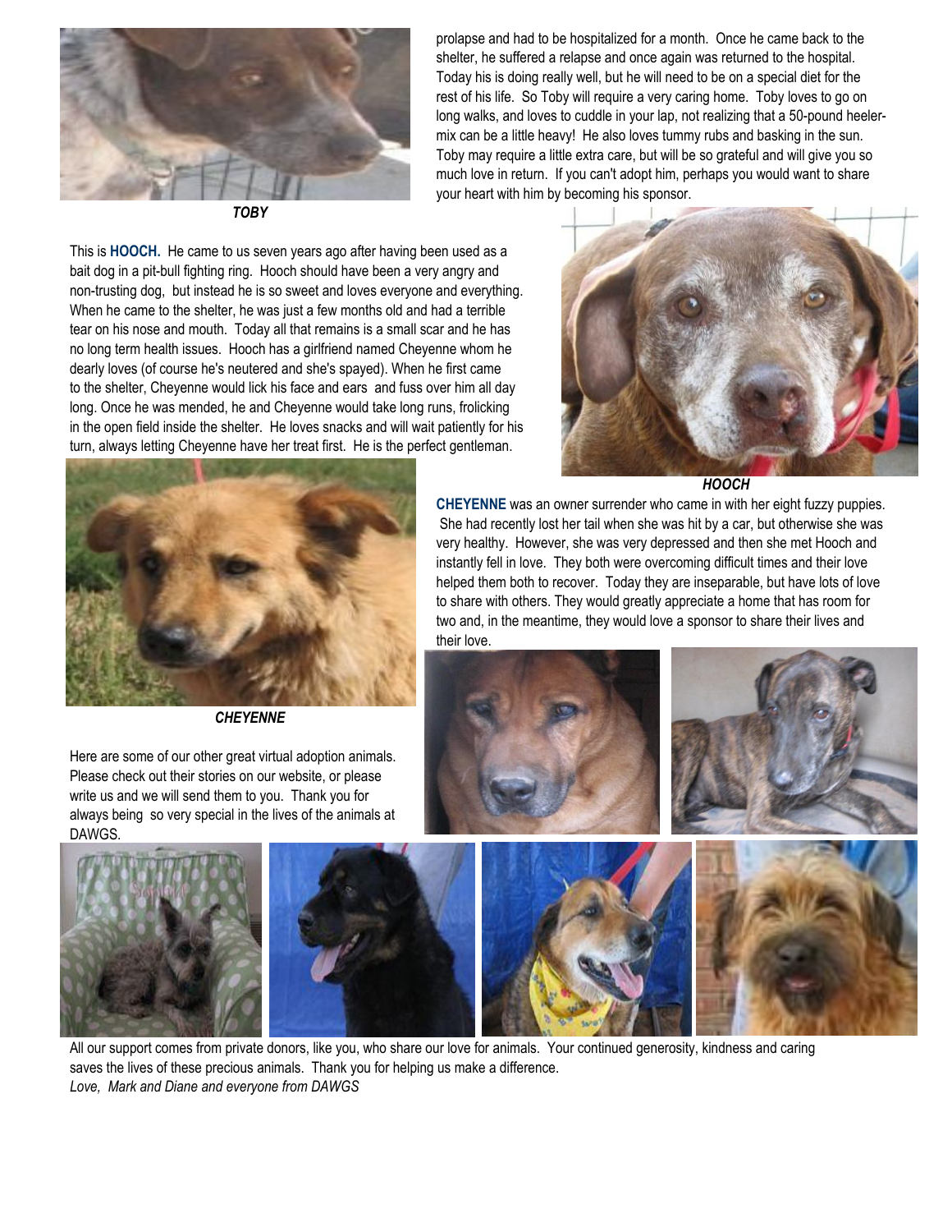prolapse and had to be hospitalized for a month. Once he came back to the shelter, he suffered a relapse and once again was returned to the hospital. Today his is doing really well, but he will need to be on a special diet for the rest of his life. So Toby will require a very caring home. Toby loves to go on long walks, and loves to cuddle in your lap, not realizing that a 50-pound heeler-mix can be a little heavy! He also loves tummy rubs and basking in the sun. Toby may require a little extra care, but will be so grateful and will give you so much love in return. If you can't adopt him, perhaps you would want to share your heart with him by becoming his sponsor.

***TOBY***

This is **HOOCH.** He came to us seven years ago after having been used as a bait dog in a pit-bull fighting ring. Hooch should have been a very angry and non-trusting dog, but instead he is so sweet and loves everyone and everything. When he came to the shelter, he was just a few months old and had a terrible tear on his nose and mouth. Today all that remains is a small scar and he has no long term health issues. Hooch has a girlfriend named Cheyenne whom he dearly loves (of course he's neutered and she's spayed). When he first came to the shelter, Cheyenne would lick his face and ears and fuss over him all day long. Once he was mended, he and Cheyenne would take long runs, frolicking in the open field inside the shelter. He loves snacks and will wait patiently for his turn, always letting Cheyenne have her treat first. He is the perfect gentleman.

***HOOCH***

**CHEYENNE** was an owner surrender who came in with her eight fuzzy puppies. She had recently lost her tail when she was hit by a car, but otherwise she was very healthy. However, she was very depressed and then she met Hooch and instantly fell in love. They both were overcoming difficult times and their love helped them both to recover. Today they are inseparable, but have lots of love to share with others. They would greatly appreciate a home that has room for two and, in the meantime, they would love a sponsor to share their lives and their love.

***CHEYENNE***

Here are some of our other great virtual adoption animals. Please check out their stories on our website, or please write us and we will send them to you. Thank you for always being so very special in the lives of the animals at DAWGS.

All our support comes from private donors, like you, who share our love for animals. Your continued generosity, kindness and caring saves the lives of these precious animals. Thank you for helping us make a difference.

*Love, Mark and Diane and everyone from DAWGS*